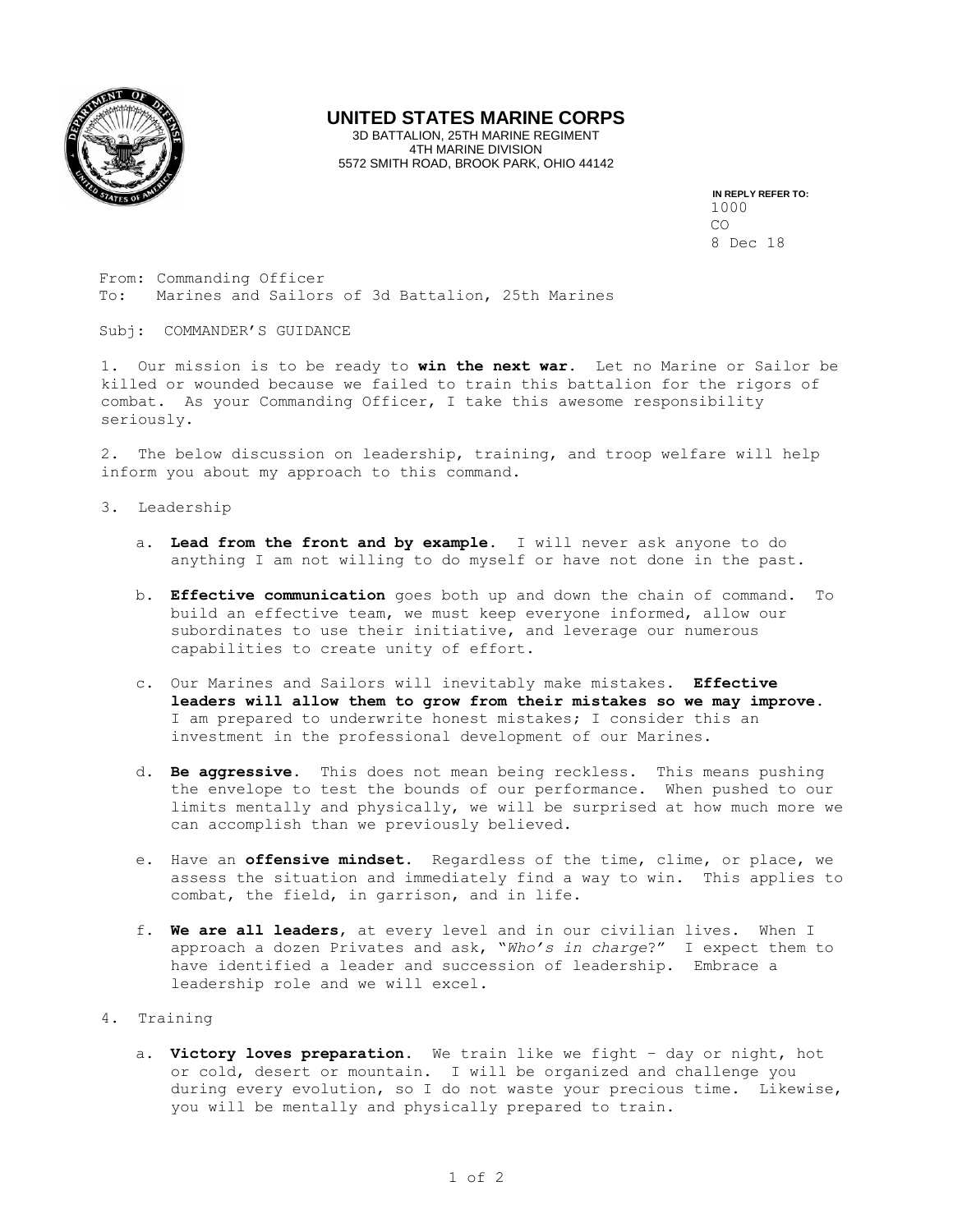# UNITED STATES MARINE CORPS

3D BATTALION, 25TH MARINE REGIMENT
4TH MARINE DIVISION
5572 SMITH ROAD, BROOK PARK, OHIO 44142

IN REPLY REFER TO:
1000
CO
8 Dec 18

From: Commanding Officer
To: Marines and Sailors of 3d Battalion, 25th Marines

Subj: COMMANDER'S GUIDANCE

1. Our mission is to be ready to **win the next war.** Let no Marine or Sailor be killed or wounded because we failed to train this battalion for the rigors of combat. As your Commanding Officer, I take this awesome responsibility seriously.

2. The below discussion on leadership, training, and troop welfare will help inform you about my approach to this command.

3. Leadership

   a. **Lead from the front and by example.** I will never ask anyone to do anything I am not willing to do myself or have not done in the past.

   b. **Effective communication** goes both up and down the chain of command. To build an effective team, we must keep everyone informed, allow our subordinates to use their initiative, and leverage our numerous capabilities to create unity of effort.

   c. Our Marines and Sailors will inevitably make mistakes. **Effective leaders will allow them to grow from their mistakes so we may improve.** I am prepared to underwrite honest mistakes; I consider this an investment in the professional development of our Marines.

   d. **Be aggressive.** This does not mean being reckless. This means pushing the envelope to test the bounds of our performance. When pushed to our limits mentally and physically, we will be surprised at how much more we can accomplish than we previously believed.

   e. Have an **offensive mindset.** Regardless of the time, clime, or place, we assess the situation and immediately find a way to win. This applies to combat, the field, in garrison, and in life.

   f. **We are all leaders**, at every level and in our civilian lives. When I approach a dozen Privates and ask, "*Who's in charge*?" I expect them to have identified a leader and succession of leadership. Embrace a leadership role and we will excel.

4. Training

   a. **Victory loves preparation.** We train like we fight – day or night, hot or cold, desert or mountain. I will be organized and challenge you during every evolution, so I do not waste your precious time. Likewise, you will be mentally and physically prepared to train.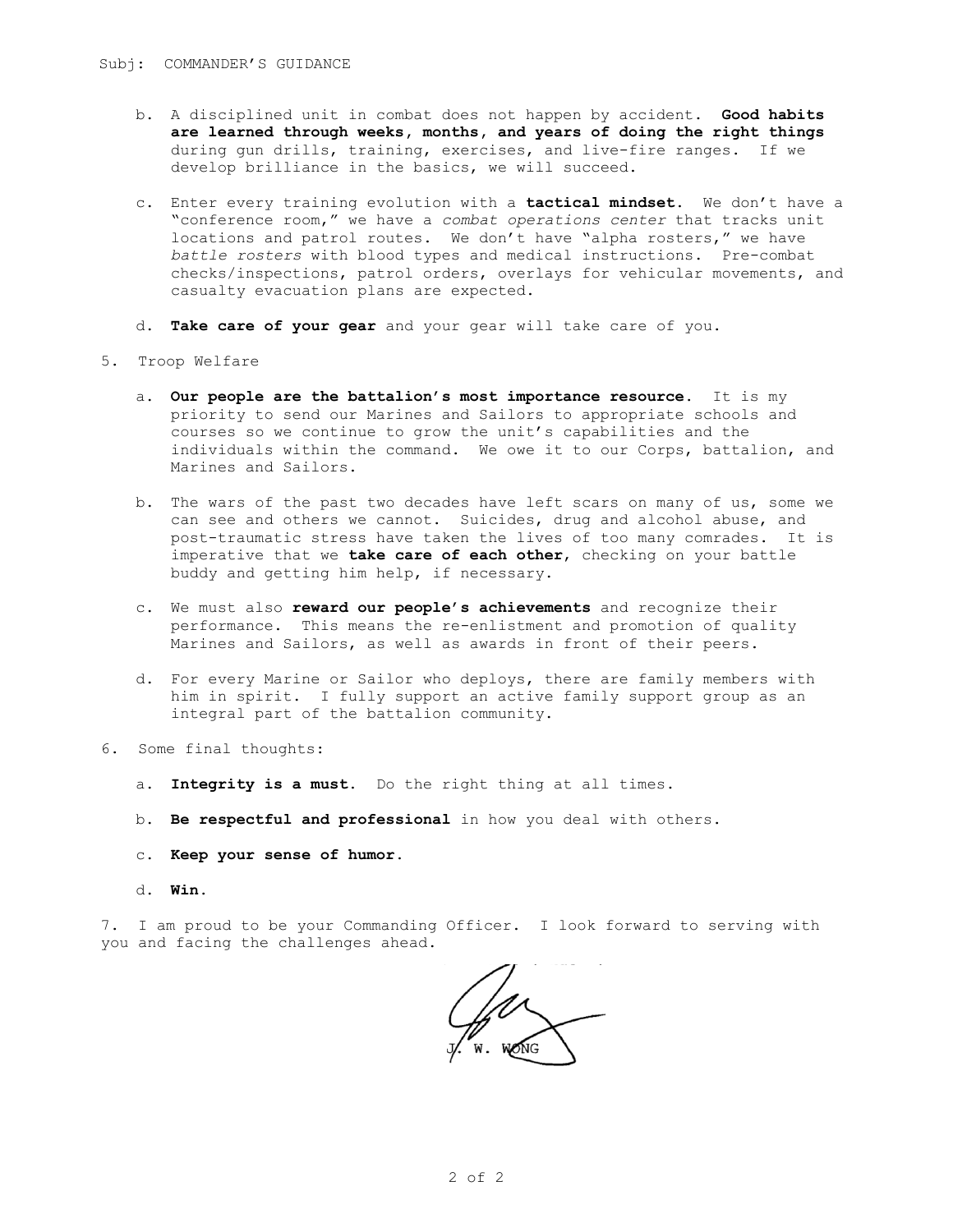Subj: COMMANDER'S GUIDANCE

b. A disciplined unit in combat does not happen by accident. **Good habits are learned through weeks, months, and years of doing the right things** during gun drills, training, exercises, and live-fire ranges. If we develop brilliance in the basics, we will succeed.

c. Enter every training evolution with a **tactical mindset**. We don't have a "conference room," we have a *combat operations center* that tracks unit locations and patrol routes. We don't have "alpha rosters," we have *battle rosters* with blood types and medical instructions. Pre-combat checks/inspections, patrol orders, overlays for vehicular movements, and casualty evacuation plans are expected.

d. **Take care of your gear** and your gear will take care of you.

5. Troop Welfare

a. **Our people are the battalion's most importance resource.** It is my priority to send our Marines and Sailors to appropriate schools and courses so we continue to grow the unit's capabilities and the individuals within the command. We owe it to our Corps, battalion, and Marines and Sailors.

b. The wars of the past two decades have left scars on many of us, some we can see and others we cannot. Suicides, drug and alcohol abuse, and post-traumatic stress have taken the lives of too many comrades. It is imperative that we **take care of each other**, checking on your battle buddy and getting him help, if necessary.

c. We must also **reward our people's achievements** and recognize their performance. This means the re-enlistment and promotion of quality Marines and Sailors, as well as awards in front of their peers.

d. For every Marine or Sailor who deploys, there are family members with him in spirit. I fully support an active family support group as an integral part of the battalion community.

6. Some final thoughts:

a. **Integrity is a must.** Do the right thing at all times.

b. **Be respectful and professional** in how you deal with others.

c. **Keep your sense of humor.**

d. **Win.**

7. I am proud to be your Commanding Officer. I look forward to serving with you and facing the challenges ahead.

J. W. WONG